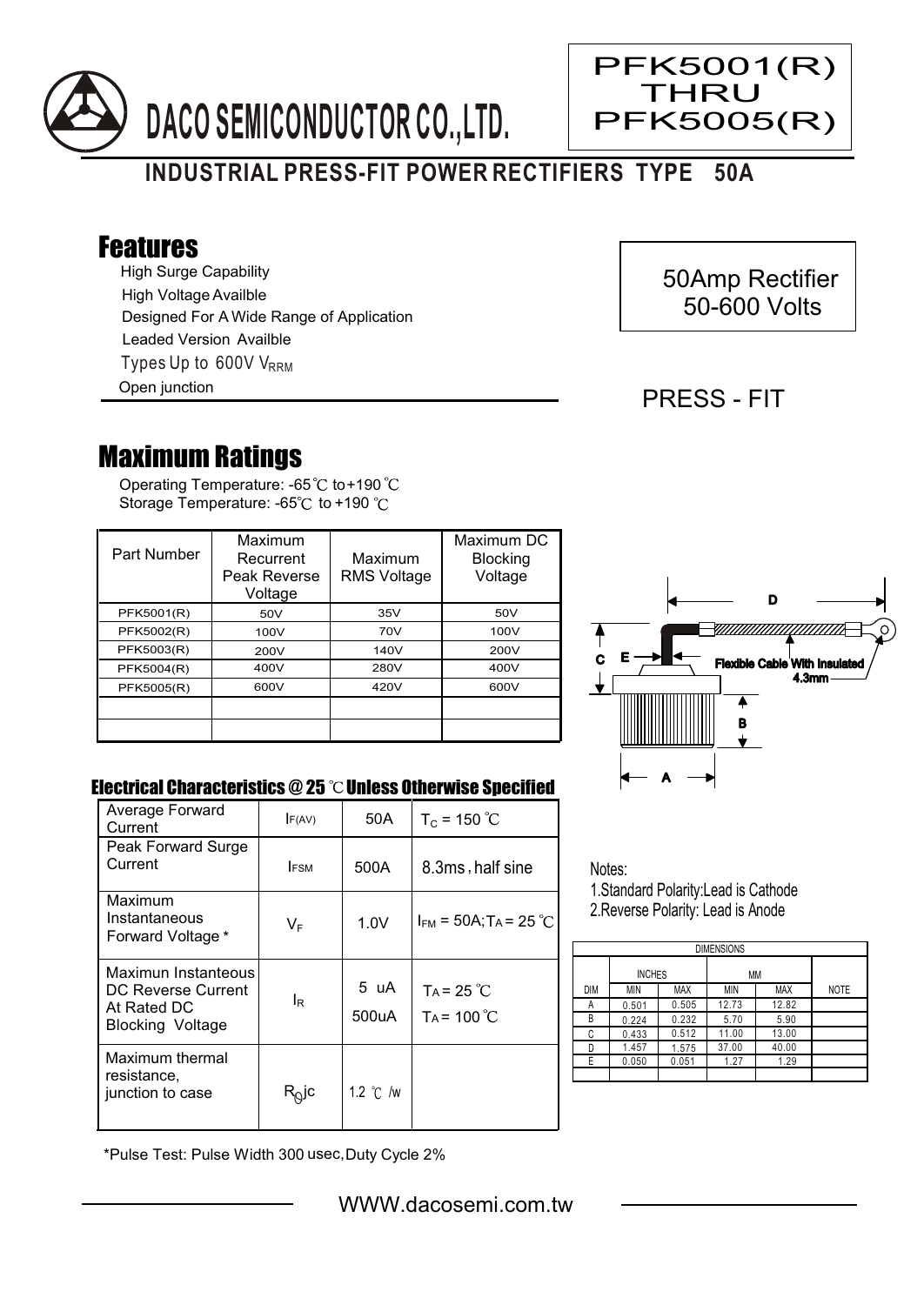# DACO SEMICONDUCTOR CO.,LTD.

**PFK5001(R) THRU PFK5005(R)**

## INDUSTRIAL PRESS-FIT POWER RECTIFIERS TYPE 50A

## Features

- High Surge Capability
- High Voltage Availble
- Designed For A Wide Range of Application
- Leaded Version Availble
- Types Up to 600V $V_{RRM}$
- Open junction

50Amp Rectifier
50-600 Volts

PRESS - FIT

## Maximum Ratings

Operating Temperature: -65℃ to+190℃
Storage Temperature: -65℃ to +190 ℃

| Part Number | Maximum Recurrent Peak Reverse Voltage | Maximum RMS Voltage | Maximum DC Blocking Voltage |
|---|---|---|---|
| PFK5001(R) | 50V | 35V | 50V |
| PFK5002(R) | 100V | 70V | 100V |
| PFK5003(R) | 200V | 140V | 200V |
| PFK5004(R) | 400V | 280V | 400V |
| PFK5005(R) | 600V | 420V | 600V |
| | | | |
| | | | |

D
C E
Flexible Cable With Insulated 4.3mm
B
A

### Electrical Characteristics @ 25 ℃ Unless Otherwise Specified

| | | | |
|---|---|---|---|
| Average Forward Current | $I_{F(AV)}$ | 50A | $T_C$ = 150 ℃ |
| Peak Forward Surge Current | $I_{FSM}$ | 500A | 8.3ms , half sine |
| Maximum Instantaneous Forward Voltage * | $V_F$ | 1.0V | $I_{FM}$ = 50A; $T_A$ = 25 ℃ |
| Maximun Instanteous DC Reverse Current At Rated DC Blocking Voltage | $I_R$ | 5 uA<br>500uA | $T_A$ = 25 ℃<br>$T_A$ = 100 ℃ |
| Maximum thermal resistance, junction to case | $R_{\theta}jc$ | 1.2 ℃ /w | |

*Pulse Test: Pulse Width 300 usec,Duty Cycle 2%

Notes:
1.Standard Polarity:Lead is Cathode
2.Reverse Polarity: Lead is Anode

| DIMENSIONS | | | | | |
|---|---|---|---|---|---|
| | INCHES | | MM | | |
| DIM | MIN | MAX | MIN | MAX | NOTE |
| A | 0.501 | 0.505 | 12.73 | 12.82 | |
| B | 0.224 | 0.232 | 5.70 | 5.90 | |
| C | 0.433 | 0.512 | 11.00 | 13.00 | |
| D | 1.457 | 1.575 | 37.00 | 40.00 | |
| E | 0.050 | 0.051 | 1.27 | 1.29 | |
| | | | | | |

WWW.dacosemi.com.tw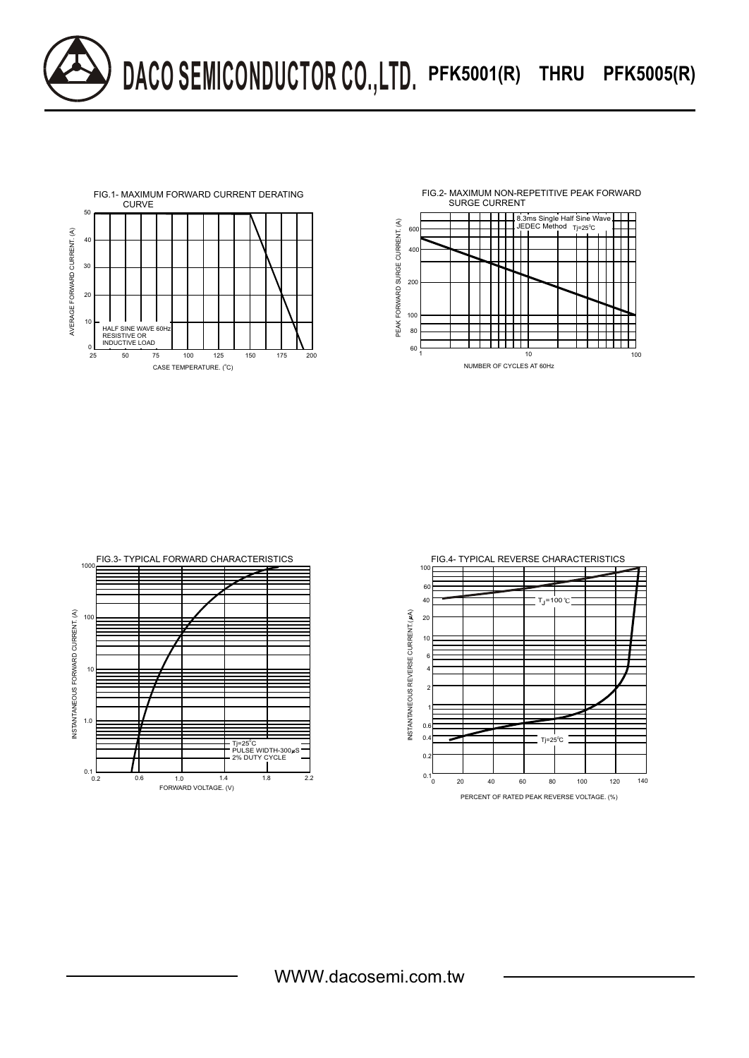FIG.1- MAXIMUM FORWARD CURRENT DERATING CURVE

AVERAGE FORWARD CURRENT. (A)

50
40
30
20
10
0

25 50 75 100 125 150 175 200

HALF SINE WAVE 60Hz
RESISTIVE OR
INDUCTIVE LOAD

CASE TEMPERATURE. (°C)

FIG.2- MAXIMUM NON-REPETITIVE PEAK FORWARD SURGE CURRENT

PEAK FORWARD SURGE CURRENT. (A)

600
400
200
100
80
60

1 10 100

8.3ms Single Half Sine Wave
JEDEC Method Tj=25°C

NUMBER OF CYCLES AT 60Hz

FIG.3- TYPICAL FORWARD CHARACTERISTICS

INSTANTANEOUS FORWARD CURRENT. (A)

1000
100
10
1.0
0.1

0.2 0.6 1.0 1.4 1.8 2.2

Tj=25°C
PULSE WIDTH-300μS
2% DUTY CYCLE

FORWARD VOLTAGE. (V)

FIG.4- TYPICAL REVERSE CHARACTERISTICS

INSTANTANEOUS REVERSE CURRENT.(μA)

100
60
40
20
10
6
4
2
1
0.6
0.4
0.2
0.1

0 20 40 60 80 100 120 140

$T_J$=100°C

Tj=25°C

PERCENT OF RATED PEAK REVERSE VOLTAGE. (%)

WWW.dacosemi.com.tw